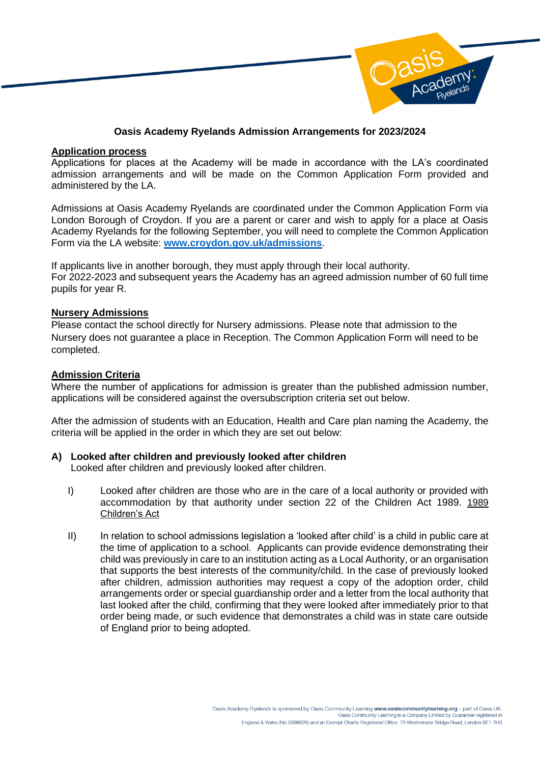# Oasis Academy Ryelands Admission Arrangements for 2023/2024

**Application process**

Applications for places at the Academy will be made in accordance with the LA's coordinated admission arrangements and will be made on the Common Application Form provided and administered by the LA.

Admissions at Oasis Academy Ryelands are coordinated under the Common Application Form via London Borough of Croydon. If you are a parent or carer and wish to apply for a place at Oasis Academy Ryelands for the following September, you will need to complete the Common Application Form via the LA website: **www.croydon.gov.uk/admissions**.

If applicants live in another borough, they must apply through their local authority.
For 2022-2023 and subsequent years the Academy has an agreed admission number of 60 full time pupils for year R.

**Nursery Admissions**

Please contact the school directly for Nursery admissions. Please note that admission to the Nursery does not guarantee a place in Reception. The Common Application Form will need to be completed.

**Admission Criteria**

Where the number of applications for admission is greater than the published admission number, applications will be considered against the oversubscription criteria set out below.

After the admission of students with an Education, Health and Care plan naming the Academy, the criteria will be applied in the order in which they are set out below:

**A) Looked after children and previously looked after children**

Looked after children and previously looked after children.

I) Looked after children are those who are in the care of a local authority or provided with accommodation by that authority under section 22 of the Children Act 1989. 1989 Children's Act

II) In relation to school admissions legislation a 'looked after child' is a child in public care at the time of application to a school. Applicants can provide evidence demonstrating their child was previously in care to an institution acting as a Local Authority, or an organisation that supports the best interests of the community/child. In the case of previously looked after children, admission authorities may request a copy of the adoption order, child arrangements order or special guardianship order and a letter from the local authority that last looked after the child, confirming that they were looked after immediately prior to that order being made, or such evidence that demonstrates a child was in state care outside of England prior to being adopted.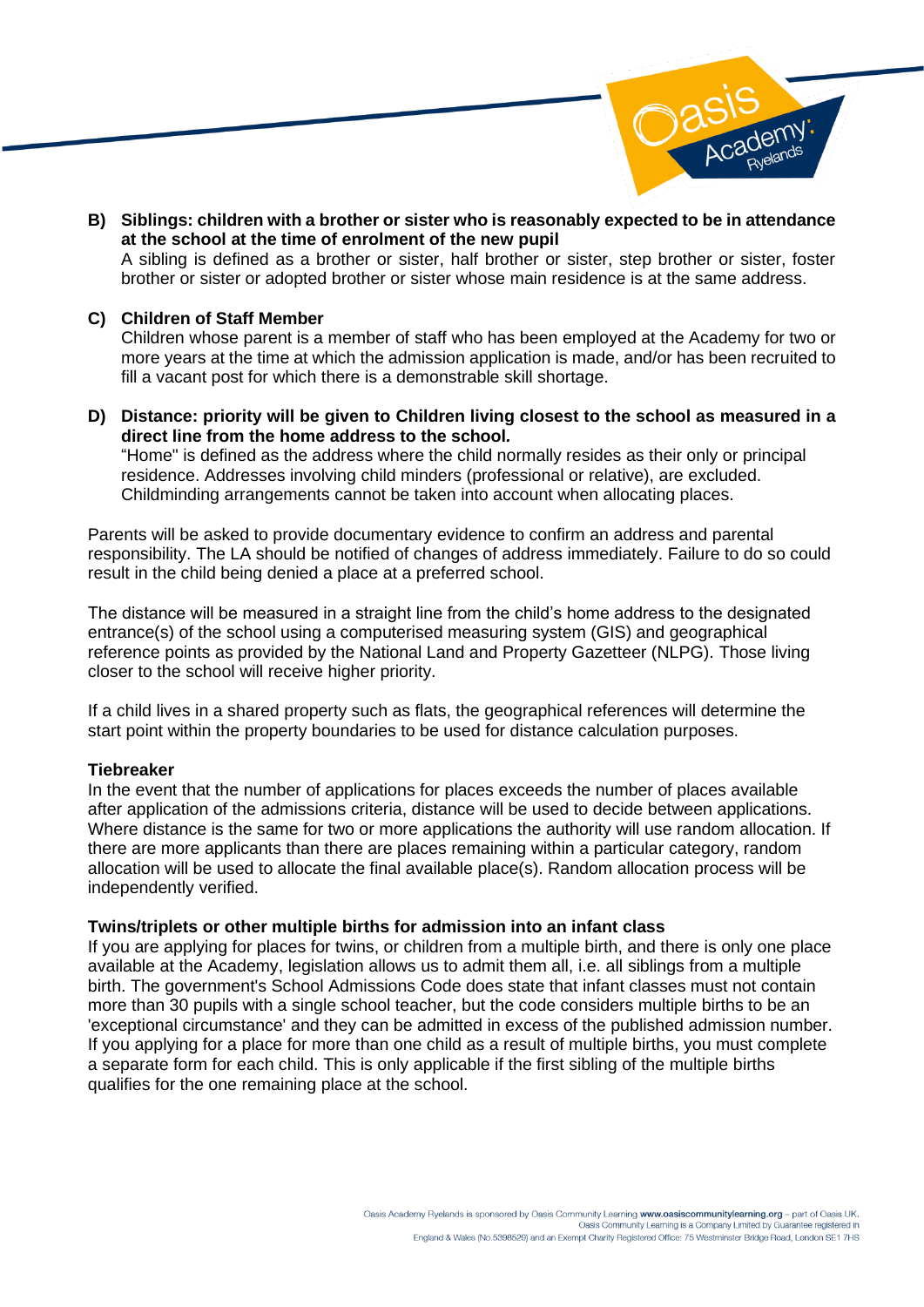**B) Siblings: children with a brother or sister who is reasonably expected to be in attendance at the school at the time of enrolment of the new pupil**

A sibling is defined as a brother or sister, half brother or sister, step brother or sister, foster brother or sister or adopted brother or sister whose main residence is at the same address.

**C) Children of Staff Member**

Children whose parent is a member of staff who has been employed at the Academy for two or more years at the time at which the admission application is made, and/or has been recruited to fill a vacant post for which there is a demonstrable skill shortage.

**D) Distance: priority will be given to Children living closest to the school as measured in a direct line from the home address to the school*.***

"Home" is defined as the address where the child normally resides as their only or principal residence. Addresses involving child minders (professional or relative), are excluded. Childminding arrangements cannot be taken into account when allocating places.

Parents will be asked to provide documentary evidence to confirm an address and parental responsibility. The LA should be notified of changes of address immediately. Failure to do so could result in the child being denied a place at a preferred school.

The distance will be measured in a straight line from the child's home address to the designated entrance(s) of the school using a computerised measuring system (GIS) and geographical reference points as provided by the National Land and Property Gazetteer (NLPG). Those living closer to the school will receive higher priority.

If a child lives in a shared property such as flats, the geographical references will determine the start point within the property boundaries to be used for distance calculation purposes.

**Tiebreaker**

In the event that the number of applications for places exceeds the number of places available after application of the admissions criteria, distance will be used to decide between applications. Where distance is the same for two or more applications the authority will use random allocation. If there are more applicants than there are places remaining within a particular category, random allocation will be used to allocate the final available place(s). Random allocation process will be independently verified.

**Twins/triplets or other multiple births for admission into an infant class**

If you are applying for places for twins, or children from a multiple birth, and there is only one place available at the Academy, legislation allows us to admit them all, i.e. all siblings from a multiple birth. The government's School Admissions Code does state that infant classes must not contain more than 30 pupils with a single school teacher, but the code considers multiple births to be an 'exceptional circumstance' and they can be admitted in excess of the published admission number. If you applying for a place for more than one child as a result of multiple births, you must complete a separate form for each child. This is only applicable if the first sibling of the multiple births qualifies for the one remaining place at the school.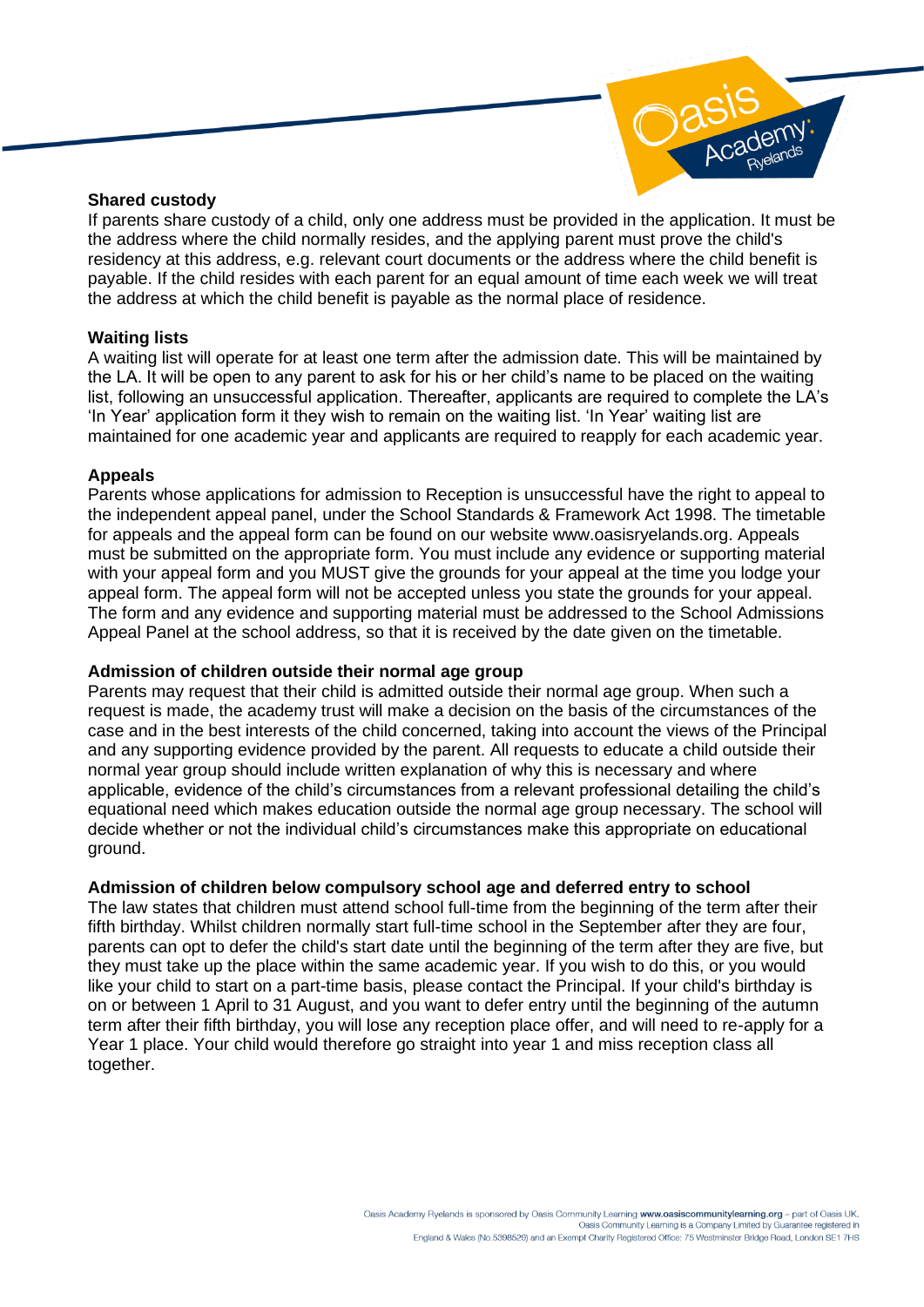**Shared custody**

If parents share custody of a child, only one address must be provided in the application. It must be the address where the child normally resides, and the applying parent must prove the child's residency at this address, e.g. relevant court documents or the address where the child benefit is payable. If the child resides with each parent for an equal amount of time each week we will treat the address at which the child benefit is payable as the normal place of residence.

**Waiting lists**

A waiting list will operate for at least one term after the admission date. This will be maintained by the LA. It will be open to any parent to ask for his or her child's name to be placed on the waiting list, following an unsuccessful application. Thereafter, applicants are required to complete the LA's 'In Year' application form it they wish to remain on the waiting list. 'In Year' waiting list are maintained for one academic year and applicants are required to reapply for each academic year.

**Appeals**

Parents whose applications for admission to Reception is unsuccessful have the right to appeal to the independent appeal panel, under the School Standards & Framework Act 1998. The timetable for appeals and the appeal form can be found on our website www.oasisryelands.org. Appeals must be submitted on the appropriate form. You must include any evidence or supporting material with your appeal form and you MUST give the grounds for your appeal at the time you lodge your appeal form. The appeal form will not be accepted unless you state the grounds for your appeal. The form and any evidence and supporting material must be addressed to the School Admissions Appeal Panel at the school address, so that it is received by the date given on the timetable.

**Admission of children outside their normal age group**

Parents may request that their child is admitted outside their normal age group. When such a request is made, the academy trust will make a decision on the basis of the circumstances of the case and in the best interests of the child concerned, taking into account the views of the Principal and any supporting evidence provided by the parent. All requests to educate a child outside their normal year group should include written explanation of why this is necessary and where applicable, evidence of the child's circumstances from a relevant professional detailing the child's equational need which makes education outside the normal age group necessary. The school will decide whether or not the individual child's circumstances make this appropriate on educational ground.

**Admission of children below compulsory school age and deferred entry to school**

The law states that children must attend school full-time from the beginning of the term after their fifth birthday. Whilst children normally start full-time school in the September after they are four, parents can opt to defer the child's start date until the beginning of the term after they are five, but they must take up the place within the same academic year. If you wish to do this, or you would like your child to start on a part-time basis, please contact the Principal. If your child's birthday is on or between 1 April to 31 August, and you want to defer entry until the beginning of the autumn term after their fifth birthday, you will lose any reception place offer, and will need to re-apply for a Year 1 place. Your child would therefore go straight into year 1 and miss reception class all together.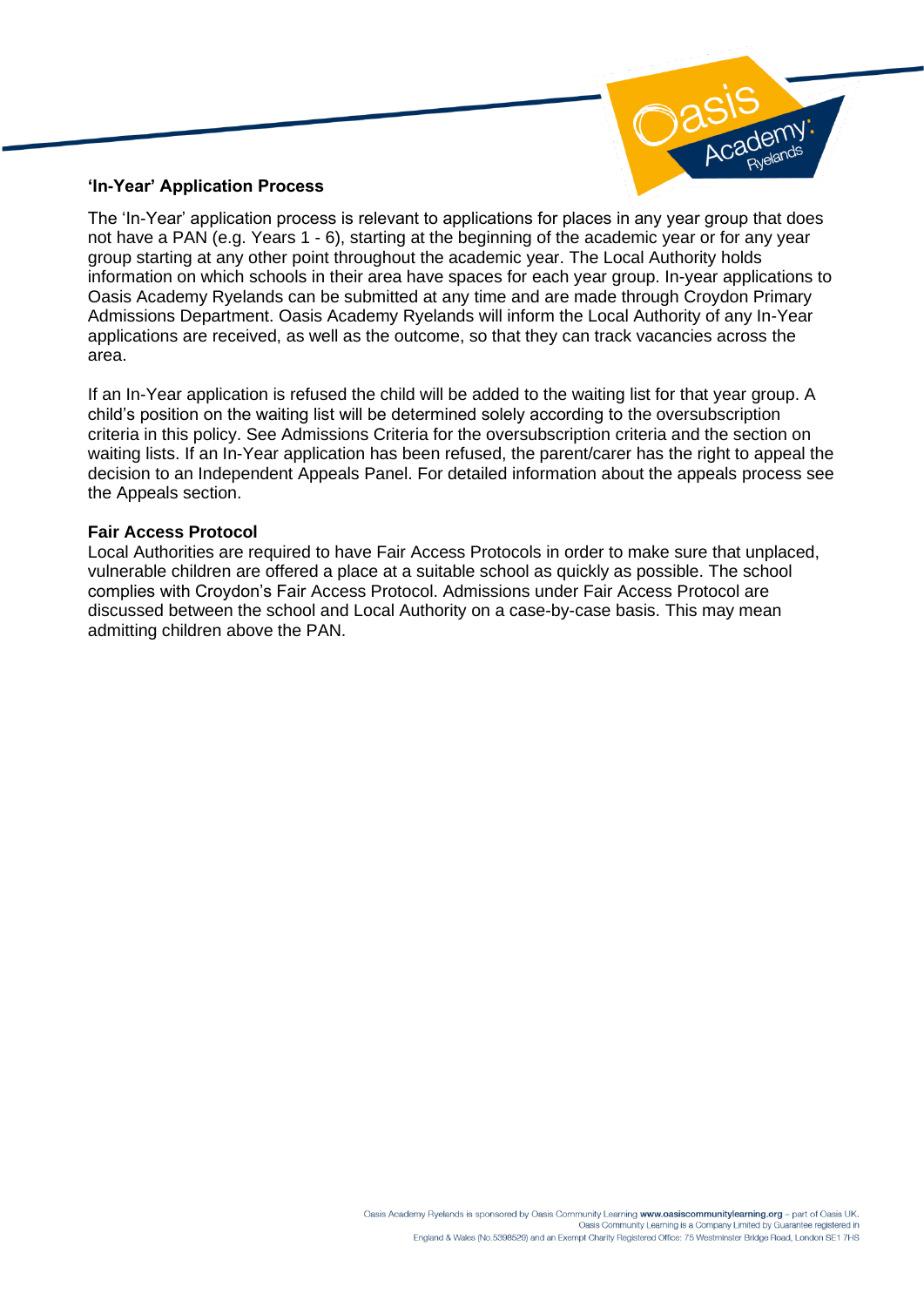**'In-Year' Application Process**

The 'In-Year' application process is relevant to applications for places in any year group that does not have a PAN (e.g. Years 1 - 6), starting at the beginning of the academic year or for any year group starting at any other point throughout the academic year. The Local Authority holds information on which schools in their area have spaces for each year group. In-year applications to Oasis Academy Ryelands can be submitted at any time and are made through Croydon Primary Admissions Department. Oasis Academy Ryelands will inform the Local Authority of any In-Year applications are received, as well as the outcome, so that they can track vacancies across the area.

If an In-Year application is refused the child will be added to the waiting list for that year group. A child's position on the waiting list will be determined solely according to the oversubscription criteria in this policy. See Admissions Criteria for the oversubscription criteria and the section on waiting lists. If an In-Year application has been refused, the parent/carer has the right to appeal the decision to an Independent Appeals Panel. For detailed information about the appeals process see the Appeals section.

**Fair Access Protocol**

Local Authorities are required to have Fair Access Protocols in order to make sure that unplaced, vulnerable children are offered a place at a suitable school as quickly as possible. The school complies with Croydon's Fair Access Protocol. Admissions under Fair Access Protocol are discussed between the school and Local Authority on a case-by-case basis. This may mean admitting children above the PAN.